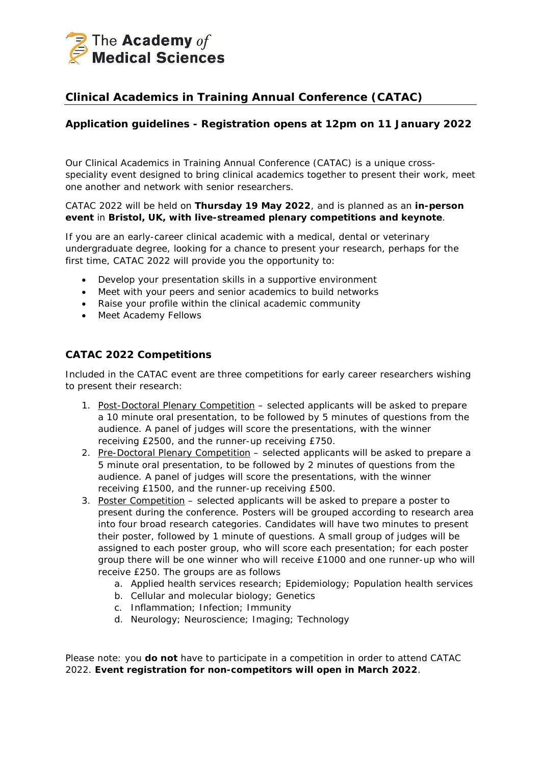The Academy *of* Medical Sciences

## Clinical Academics in Training Annual Conference (CATAC)

### Application guidelines - Registration opens at 12pm on 11 January 2022

Our Clinical Academics in Training Annual Conference (CATAC) is a unique cross-speciality event designed to bring clinical academics together to present their work, meet one another and network with senior researchers.

CATAC 2022 will be held on **Thursday 19 May 2022**, and is planned as an **in-person event** in **Bristol, UK, with live-streamed plenary competitions and keynote**.

If you are an early-career clinical academic with a medical, dental or veterinary undergraduate degree, looking for a chance to present your research, perhaps for the first time, CATAC 2022 will provide you the opportunity to:

- Develop your presentation skills in a supportive environment
- Meet with your peers and senior academics to build networks
- Raise your profile within the clinical academic community
- Meet Academy Fellows

### CATAC 2022 Competitions

Included in the CATAC event are three competitions for early career researchers wishing to present their research:

1. Post-Doctoral Plenary Competition – selected applicants will be asked to prepare a 10 minute oral presentation, to be followed by 5 minutes of questions from the audience. A panel of judges will score the presentations, with the winner receiving £2500, and the runner-up receiving £750.
2. Pre-Doctoral Plenary Competition – selected applicants will be asked to prepare a 5 minute oral presentation, to be followed by 2 minutes of questions from the audience. A panel of judges will score the presentations, with the winner receiving £1500, and the runner-up receiving £500.
3. Poster Competition – selected applicants will be asked to prepare a poster to present during the conference. Posters will be grouped according to research area into four broad research categories. Candidates will have two minutes to present their poster, followed by 1 minute of questions. A small group of judges will be assigned to each poster group, who will score each presentation; for each poster group there will be one winner who will receive £1000 and one runner-up who will receive £250. The groups are as follows
   a. Applied health services research; Epidemiology; Population health services
   b. Cellular and molecular biology; Genetics
   c. Inflammation; Infection; Immunity
   d. Neurology; Neuroscience; Imaging; Technology

Please note: you **do not** have to participate in a competition in order to attend CATAC 2022. **Event registration for non-competitors will open in March 2022**.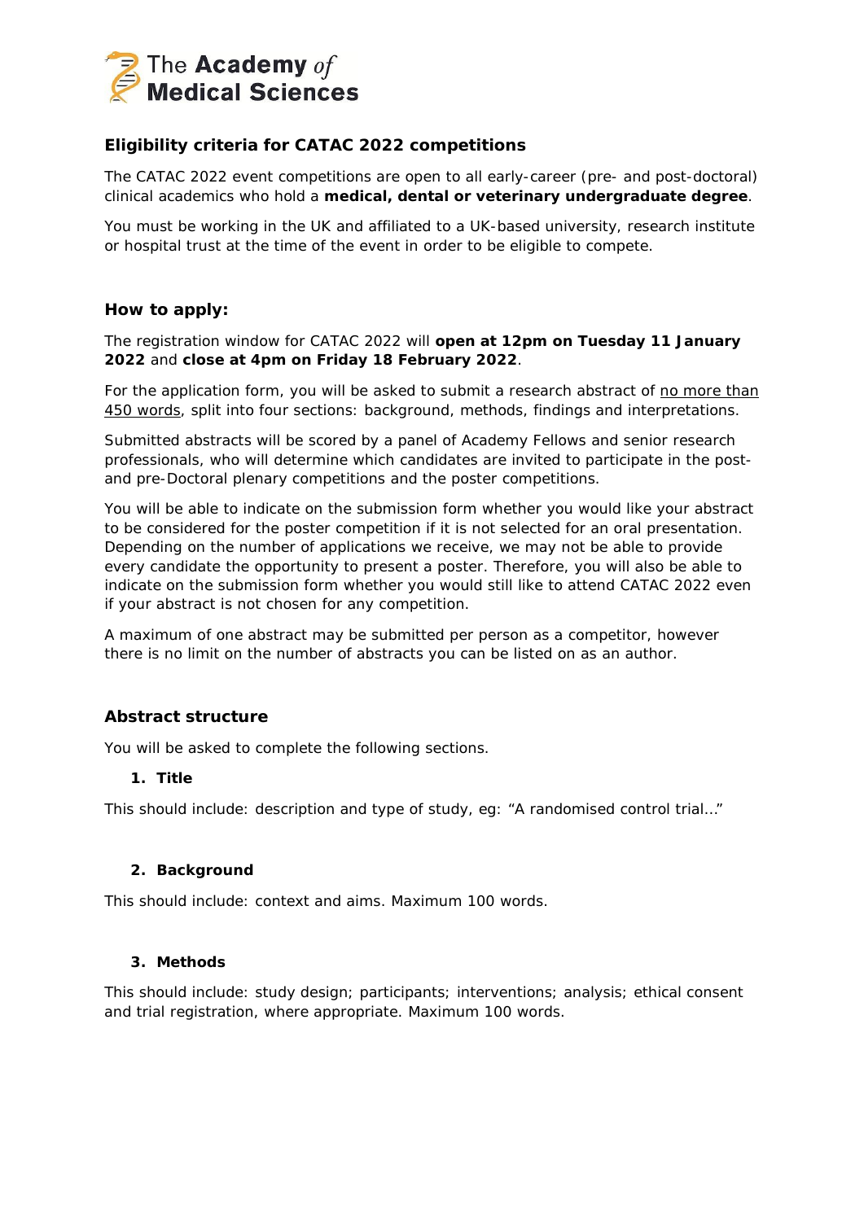## Eligibility criteria for CATAC 2022 competitions

The CATAC 2022 event competitions are open to all early-career (pre- and post-doctoral) clinical academics who hold a **medical, dental or veterinary undergraduate degree**.

You must be working in the UK and affiliated to a UK-based university, research institute or hospital trust at the time of the event in order to be eligible to compete.

## How to apply:

The registration window for CATAC 2022 will **open at 12pm on Tuesday 11 January 2022** and **close at 4pm on Friday 18 February 2022**.

For the application form, you will be asked to submit a research abstract of no more than 450 words, split into four sections: background, methods, findings and interpretations.

Submitted abstracts will be scored by a panel of Academy Fellows and senior research professionals, who will determine which candidates are invited to participate in the post- and pre-Doctoral plenary competitions and the poster competitions.

You will be able to indicate on the submission form whether you would like your abstract to be considered for the poster competition if it is not selected for an oral presentation. Depending on the number of applications we receive, we may not be able to provide every candidate the opportunity to present a poster. Therefore, you will also be able to indicate on the submission form whether you would still like to attend CATAC 2022 even if your abstract is not chosen for any competition.

A maximum of one abstract may be submitted per person as a competitor, however there is no limit on the number of abstracts you can be listed on as an author.

## Abstract structure

You will be asked to complete the following sections.

1. **Title**

This should include: description and type of study, eg: "A randomised control trial…"

2. **Background**

This should include: context and aims. Maximum 100 words.

3. **Methods**

This should include: study design; participants; interventions; analysis; ethical consent and trial registration, where appropriate. Maximum 100 words.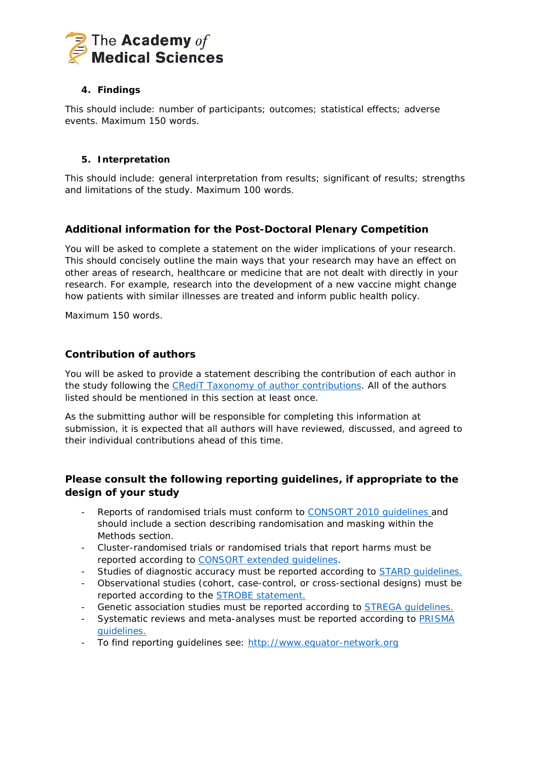4. **Findings**

This should include: number of participants; outcomes; statistical effects; adverse events. Maximum 150 words.

5. **Interpretation**

This should include: general interpretation from results; significant of results; strengths and limitations of the study. Maximum 100 words.

## Additional information for the Post-Doctoral Plenary Competition

You will be asked to complete a statement on the wider implications of your research. This should concisely outline the main ways that your research may have an effect on other areas of research, healthcare or medicine that are not dealt with directly in your research. For example, research into the development of a new vaccine might change how patients with similar illnesses are treated and inform public health policy.

Maximum 150 words.

## Contribution of authors

You will be asked to provide a statement describing the contribution of each author in the study following the CRediT Taxonomy of author contributions. All of the authors listed should be mentioned in this section at least once.

As the submitting author will be responsible for completing this information at submission, it is expected that all authors will have reviewed, discussed, and agreed to their individual contributions ahead of this time.

## Please consult the following reporting guidelines, if appropriate to the design of your study

- Reports of randomised trials must conform to CONSORT 2010 guidelines and should include a section describing randomisation and masking within the Methods section.
- Cluster-randomised trials or randomised trials that report harms must be reported according to CONSORT extended guidelines.
- Studies of diagnostic accuracy must be reported according to STARD guidelines.
- Observational studies (cohort, case-control, or cross-sectional designs) must be reported according to the STROBE statement.
- Genetic association studies must be reported according to STREGA guidelines.
- Systematic reviews and meta-analyses must be reported according to PRISMA guidelines.
- To find reporting guidelines see: http://www.equator-network.org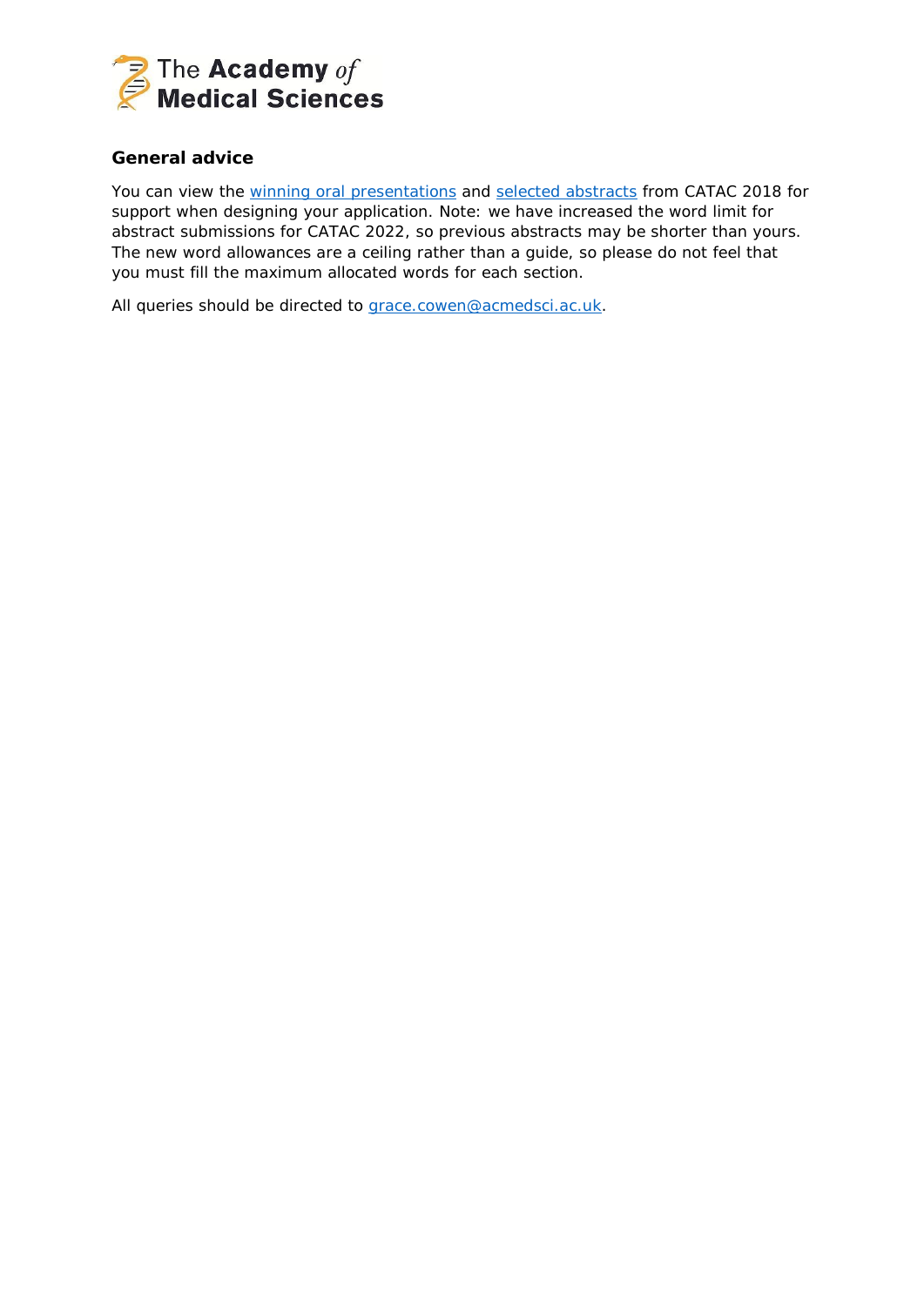## General advice

You can view the [winning oral presentations] and [selected abstracts] from CATAC 2018 for support when designing your application. Note: we have increased the word limit for abstract submissions for CATAC 2022, so previous abstracts may be shorter than yours. The new word allowances are a ceiling rather than a guide, so please do not feel that you must fill the maximum allocated words for each section.

All queries should be directed to grace.cowen@acmedsci.ac.uk.